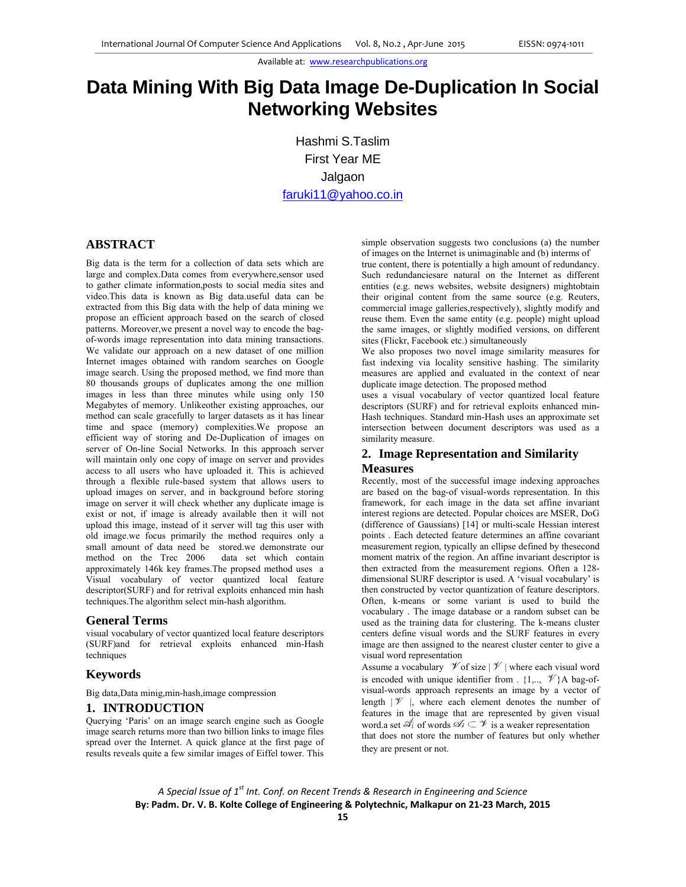# Data Mining With Big Data Image De-Duplication In Social Networking Websites

Hashmi S.Taslim
First Year ME
Jalgaon
faruki11@yahoo.co.in

## ABSTRACT

Big data is the term for a collection of data sets which are large and complex.Data comes from everywhere,sensor used to gather climate information,posts to social media sites and video.This data is known as Big data.useful data can be extracted from this Big data with the help of data mining we propose an efficient approach based on the search of closed patterns. Moreover,we present a novel way to encode the bag-of-words image representation into data mining transactions. We validate our approach on a new dataset of one million Internet images obtained with random searches on Google image search. Using the proposed method, we find more than 80 thousands groups of duplicates among the one million images in less than three minutes while using only 150 Megabytes of memory. Unlikeother existing approaches, our method can scale gracefully to larger datasets as it has linear time and space (memory) complexities.We propose an efficient way of storing and De-Duplication of images on server of On-line Social Networks. In this approach server will maintain only one copy of image on server and provides access to all users who have uploaded it. This is achieved through a flexible rule-based system that allows users to upload images on server, and in background before storing image on server it will check whether any duplicate image is exist or not, if image is already available then it will not upload this image, instead of it server will tag this user with old image.we focus primarily the method requires only a small amount of data need be stored.we demonstrate our method on the Trec 2006 data set which contain approximately 146k key frames.The propsed method uses a Visual vocabulary of vector quantized local feature descriptor(SURF) and for retrival exploits enhanced min hash techniques.The algorithm select min-hash algorithm.

### General Terms

visual vocabulary of vector quantized local feature descriptors (SURF)and for retrieval exploits enhanced min-Hash techniques

### Keywords

Big data,Data minig,min-hash,image compression

## 1. INTRODUCTION

Querying 'Paris' on an image search engine such as Google image search returns more than two billion links to image files spread over the Internet. A quick glance at the first page of results reveals quite a few similar images of Eiffel tower. This simple observation suggests two conclusions (a) the number of images on the Internet is unimaginable and (b) interms of true content, there is potentially a high amount of redundancy. Such redundanciesare natural on the Internet as different entities (e.g. news websites, website designers) mightobtain their original content from the same source (e.g. Reuters, commercial image galleries,respectively), slightly modify and reuse them. Even the same entity (e.g. people) might upload the same images, or slightly modified versions, on different sites (Flickr, Facebook etc.) simultaneously

We also proposes two novel image similarity measures for fast indexing via locality sensitive hashing. The similarity measures are applied and evaluated in the context of near duplicate image detection. The proposed method uses a visual vocabulary of vector quantized local feature descriptors (SURF) and for retrieval exploits enhanced min-Hash techniques. Standard min-Hash uses an approximate set intersection between document descriptors was used as a similarity measure.

## 2. Image Representation and Similarity Measures

Recently, most of the successful image indexing approaches are based on the bag-of visual-words representation. In this framework, for each image in the data set affine invariant interest regions are detected. Popular choices are MSER, DoG (difference of Gaussians) [14] or multi-scale Hessian interest points . Each detected feature determines an affine covariant measurement region, typically an ellipse defined by thesecond moment matrix of the region. An affine invariant descriptor is then extracted from the measurement regions. Often a 128-dimensional SURF descriptor is used. A 'visual vocabulary' is then constructed by vector quantization of feature descriptors. Often, k-means or some variant is used to build the vocabulary . The image database or a random subset can be used as the training data for clustering. The k-means cluster centers define visual words and the SURF features in every image are then assigned to the nearest cluster center to give a visual word representation

Assume a vocabulary $\mathcal{V}$ of size $|\mathcal{V}|$ where each visual word is encoded with unique identifier from . $\{1,.., \mathcal{V}\}$A bag-of-visual-words approach represents an image by a vector of length $|\mathcal{V}|$, where each element denotes the number of features in the image that are represented by given visual word.a set $\mathcal{A}_i$ of words $\mathcal{A}_i \subset \mathcal{V}$ is a weaker representation that does not store the number of features but only whether they are present or not.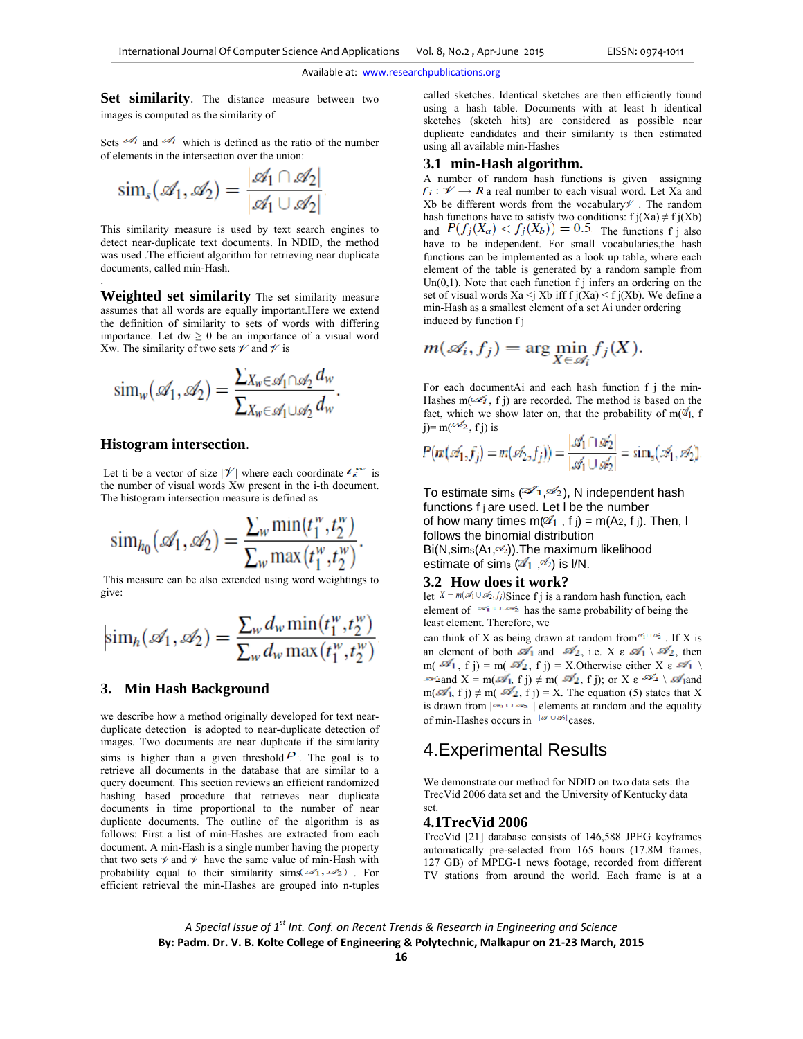**Set similarity**. The distance measure between two images is computed as the similarity of

Sets $\mathscr{A}_i$ and $\mathscr{A}_i$ which is defined as the ratio of the number of elements in the intersection over the union:

$$\text{sim}_s(\mathscr{A}_1, \mathscr{A}_2) = \frac{|\mathscr{A}_1 \cap \mathscr{A}_2|}{|\mathscr{A}_1 \cup \mathscr{A}_2|}$$

This similarity measure is used by text search engines to detect near-duplicate text documents. In NDID, the method was used .The efficient algorithm for retrieving near duplicate documents, called min-Hash.

.

**Weighted set similarity** The set similarity measure assumes that all words are equally important.Here we extend the definition of similarity to sets of words with differing importance. Let dw ≥ 0 be an importance of a visual word Xw. The similarity of two sets $\mathscr{V}$ and $\mathscr{V}$ is

$$\text{sim}_w(\mathscr{A}_1, \mathscr{A}_2) = \frac{\sum_{X_w \in \mathscr{A}_1 \cap \mathscr{A}_2} d_w}{\sum_{X_w \in \mathscr{A}_1 \cup \mathscr{A}_2} d_w}.$$

**Histogram intersection**.

Let ti be a vector of size $|\mathscr{V}|$ where each coordinate $t_i^w$ is the number of visual words Xw present in the i-th document. The histogram intersection measure is defined as

$$\text{sim}_{h_0}(\mathscr{A}_1, \mathscr{A}_2) = \frac{\sum_w \min(t_1^w, t_2^w)}{\sum_w \max(t_1^w, t_2^w)}.$$

This measure can be also extended using word weightings to give:

$$\text{sim}_h(\mathscr{A}_1, \mathscr{A}_2) = \frac{\sum_w d_w \min(t_1^w, t_2^w)}{\sum_w d_w \max(t_1^w, t_2^w)}$$

## 3. Min Hash Background

we describe how a method originally developed for text near-duplicate detection is adopted to near-duplicate detection of images. Two documents are near duplicate if the similarity sims is higher than a given threshold $\rho$. The goal is to retrieve all documents in the database that are similar to a query document. This section reviews an efficient randomized hashing based procedure that retrieves near duplicate documents in time proportional to the number of near duplicate documents. The outline of the algorithm is as follows: First a list of min-Hashes are extracted from each document. A min-Hash is a single number having the property that two sets $\mathscr{V}$ and $\mathscr{V}$ have the same value of min-Hash with probability equal to their similarity sims$(\mathscr{A}_1, \mathscr{A}_2)$ . For efficient retrieval the min-Hashes are grouped into n-tuples called sketches. Identical sketches are then efficiently found using a hash table. Documents with at least h identical sketches (sketch hits) are considered as possible near duplicate candidates and their similarity is then estimated using all available min-Hashes

### 3.1 min-Hash algorithm.

A number of random hash functions is given assigning $f_i : \mathscr{V} \rightarrow R$ a real number to each visual word. Let Xa and Xb be different words from the vocabulary$\mathscr{V}$ . The random hash functions have to satisfy two conditions: f j(Xa) ≠ f j(Xb) and $P(f_j(X_a) < f_j(X_b)) = 0.5$ The functions f j also have to be independent. For small vocabularies,the hash functions can be implemented as a look up table, where each element of the table is generated by a random sample from Un(0,1). Note that each function f j infers an ordering on the set of visual words Xa <j Xb iff f j(Xa) < f j(Xb). We define a min-Hash as a smallest element of a set Ai under ordering induced by function f j

$$m(\mathscr{A}_i, f_j) = \arg\min_{X \in \mathscr{A}_i} f_j(X).$$

For each documentAi and each hash function f j the min-Hashes m($\mathscr{A}_i$, f j) are recorded. The method is based on the fact, which we show later on, that the probability of m($\mathscr{A}_1$, f j)= m($\mathscr{A}_2$, f j) is

$$P(m(\mathscr{A}_1, f_j) = m(\mathscr{A}_2, f_j)) = \frac{|\mathscr{A}_1 \cap \mathscr{A}_2|}{|\mathscr{A}_1 \cup \mathscr{A}_2|} = \text{sim}_s(\mathscr{A}_1, \mathscr{A}_2)$$

To estimate sims ($\mathscr{A}_1$,$\mathscr{A}_2$), N independent hash functions f j are used. Let l be the number of how many times m($\mathscr{A}_1$ , f j) = m(A2, f j). Then, l follows the binomial distribution Bi(N,sims(A1,$\mathscr{A}_2$)).The maximum likelihood estimate of sims ($\mathscr{A}_1$ ,$\mathscr{A}_2$) is l/N.

### 3.2 How does it work?

let $X = m(\mathscr{A}_1 \cup \mathscr{A}_2, f_j)$Since f j is a random hash function, each element of $\mathscr{A}_1 \cup \mathscr{A}_2$ has the same probability of being the least element. Therefore, we can think of X as being drawn at random from$\mathscr{A}_1 \cup \mathscr{A}_2$ . If X is an element of both $\mathscr{A}_1$ and $\mathscr{A}_2$, i.e. X ε $\mathscr{A}_1 \setminus \mathscr{A}_2$, then m( $\mathscr{A}_1$, f j) = m( $\mathscr{A}_2$, f j) = X.Otherwise either X ε $\mathscr{A}_1 \setminus \mathscr{A}_2$and X = m($\mathscr{A}_1$, f j) ≠ m( $\mathscr{A}_2$, f j); or X ε $\mathscr{A}_2 \setminus \mathscr{A}_1$and m($\mathscr{A}_1$, f j) ≠ m( $\mathscr{A}_2$, f j) = X. The equation (5) states that X is drawn from $|\mathscr{A}_1 \cup \mathscr{A}_2|$ elements at random and the equality of min-Hashes occurs in $|\mathscr{A}_1 \cup \mathscr{A}_2|$cases.

## 4.Experimental Results

We demonstrate our method for NDID on two data sets: the TrecVid 2006 data set and the University of Kentucky data set.

### 4.1TrecVid 2006

TrecVid [21] database consists of 146,588 JPEG keyframes automatically pre-selected from 165 hours (17.8M frames, 127 GB) of MPEG-1 news footage, recorded from different TV stations from around the world. Each frame is at a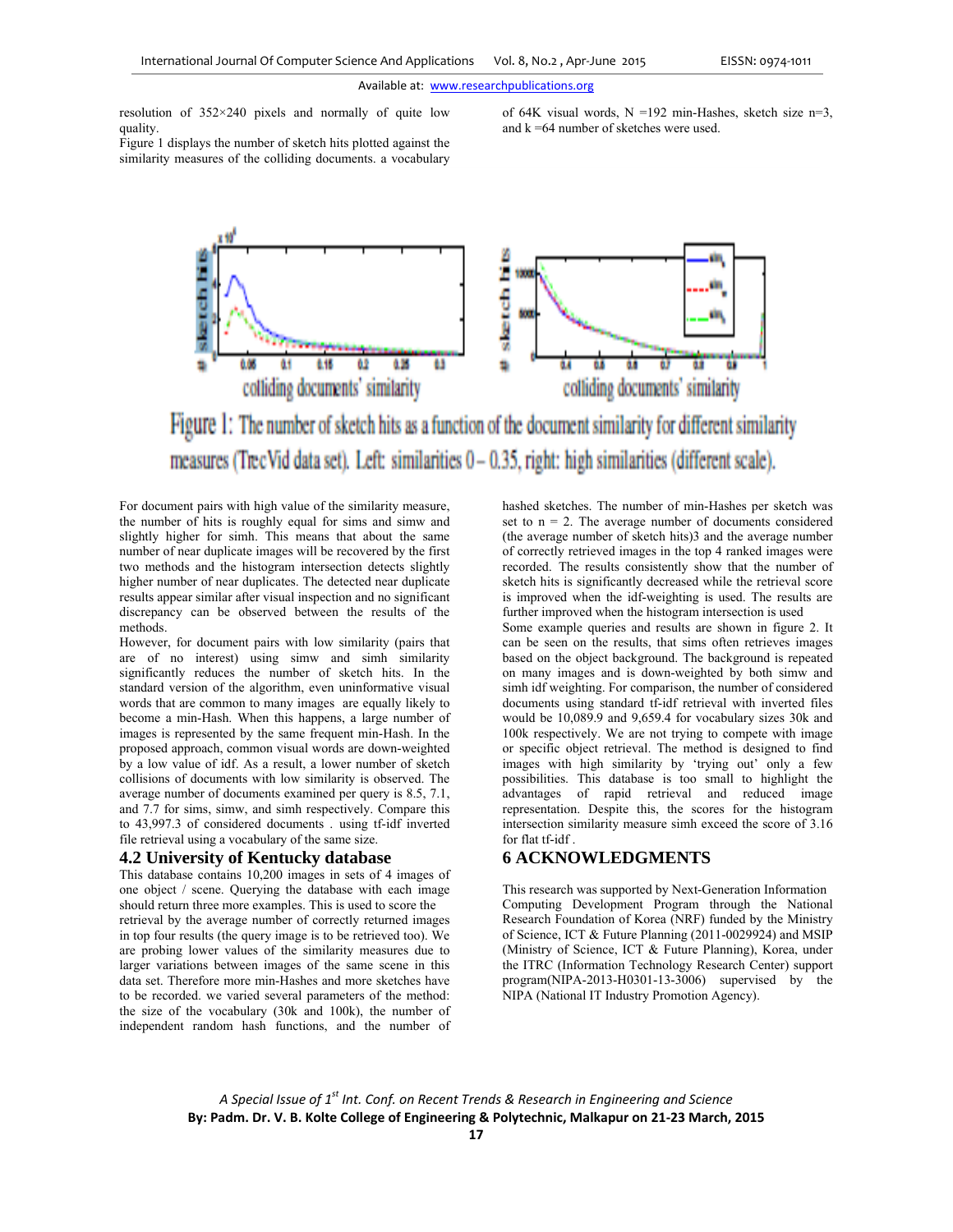resolution of 352×240 pixels and normally of quite low quality.

Figure 1 displays the number of sketch hits plotted against the similarity measures of the colliding documents. a vocabulary of 64K visual words, N =192 min-Hashes, sketch size n=3, and k =64 number of sketches were used.

Figure 1: The number of sketch hits as a function of the document similarity for different similarity measures (TrecVid data set). Left: similarities 0 – 0.35, right: high similarities (different scale).

For document pairs with high value of the similarity measure, the number of hits is roughly equal for sims and simw and slightly higher for simh. This means that about the same number of near duplicate images will be recovered by the first two methods and the histogram intersection detects slightly higher number of near duplicates. The detected near duplicate results appear similar after visual inspection and no significant discrepancy can be observed between the results of the methods.

However, for document pairs with low similarity (pairs that are of no interest) using simw and simh similarity significantly reduces the number of sketch hits. In the standard version of the algorithm, even uninformative visual words that are common to many images are equally likely to become a min-Hash. When this happens, a large number of images is represented by the same frequent min-Hash. In the proposed approach, common visual words are down-weighted by a low value of idf. As a result, a lower number of sketch collisions of documents with low similarity is observed. The average number of documents examined per query is 8.5, 7.1, and 7.7 for sims, simw, and simh respectively. Compare this to 43,997.3 of considered documents . using tf-idf inverted file retrieval using a vocabulary of the same size.

## 4.2 University of Kentucky database

This database contains 10,200 images in sets of 4 images of one object / scene. Querying the database with each image should return three more examples. This is used to score the retrieval by the average number of correctly returned images in top four results (the query image is to be retrieved too). We are probing lower values of the similarity measures due to larger variations between images of the same scene in this data set. Therefore more min-Hashes and more sketches have to be recorded. we varied several parameters of the method: the size of the vocabulary (30k and 100k), the number of independent random hash functions, and the number of hashed sketches. The number of min-Hashes per sketch was set to n = 2. The average number of documents considered (the average number of sketch hits)3 and the average number of correctly retrieved images in the top 4 ranked images were recorded. The results consistently show that the number of sketch hits is significantly decreased while the retrieval score is improved when the idf-weighting is used. The results are further improved when the histogram intersection is used

Some example queries and results are shown in figure 2. It can be seen on the results, that sims often retrieves images based on the object background. The background is repeated on many images and is down-weighted by both simw and simh idf weighting. For comparison, the number of considered documents using standard tf-idf retrieval with inverted files would be 10,089.9 and 9,659.4 for vocabulary sizes 30k and 100k respectively. We are not trying to compete with image or specific object retrieval. The method is designed to find images with high similarity by 'trying out' only a few possibilities. This database is too small to highlight the advantages of rapid retrieval and reduced image representation. Despite this, the scores for the histogram intersection similarity measure simh exceed the score of 3.16 for flat tf-idf .

## 6 ACKNOWLEDGMENTS

This research was supported by Next-Generation Information Computing Development Program through the National Research Foundation of Korea (NRF) funded by the Ministry of Science, ICT & Future Planning (2011-0029924) and MSIP (Ministry of Science, ICT & Future Planning), Korea, under the ITRC (Information Technology Research Center) support program(NIPA-2013-H0301-13-3006) supervised by the NIPA (National IT Industry Promotion Agency).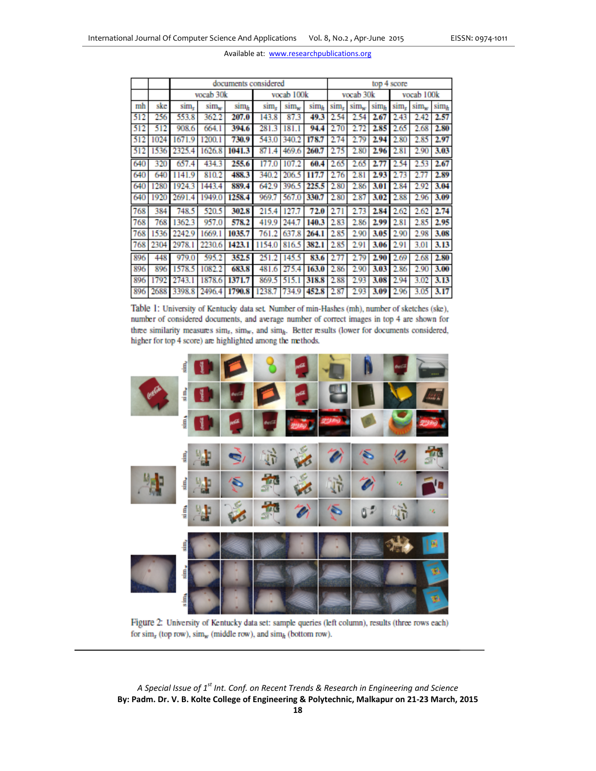| | | documents considered | | | | | | top 4 score | | | | | |
|---|---|---|---|---|---|---|---|---|---|---|---|---|---|
| | | vocab 30k | | | vocab 100k | | | vocab 30k | | | vocab 100k | | |
| mh | ske | $sim_s$ | $sim_w$ | $sim_h$ | $sim_s$ | $sim_w$ | $sim_h$ | $sim_s$ | $sim_w$ | $sim_h$ | $sim_s$ | $sim_w$ | $sim_h$ |
| 512 | 256 | 553.8 | 362.2 | **207.0** | 143.8 | 87.3 | **49.3** | 2.54 | 2.54 | **2.67** | 2.43 | 2.42 | **2.57** |
| 512 | 512 | 908.6 | 664.1 | **394.6** | 281.3 | 181.1 | **94.4** | 2.70 | 2.72 | **2.85** | 2.65 | 2.68 | **2.80** |
| 512 | 1024 | 1671.9 | 1200.1 | **730.9** | 543.0 | 340.2 | **178.7** | 2.74 | 2.79 | **2.94** | 2.80 | 2.85 | **2.97** |
| 512 | 1536 | 2325.4 | 1626.8 | **1041.3** | 871.4 | 469.6 | **260.7** | 2.75 | 2.80 | **2.96** | 2.81 | 2.90 | **3.03** |
| 640 | 320 | 657.4 | 434.3 | **255.6** | 177.0 | 107.2 | **60.4** | 2.65 | 2.65 | **2.77** | 2.54 | 2.53 | **2.67** |
| 640 | 640 | 1141.9 | 810.2 | **488.3** | 340.2 | 206.5 | **117.7** | 2.76 | 2.81 | **2.93** | 2.73 | 2.77 | **2.89** |
| 640 | 1280 | 1924.3 | 1443.4 | **889.4** | 642.9 | 396.5 | **225.5** | 2.80 | 2.86 | **3.01** | 2.84 | 2.92 | **3.04** |
| 640 | 1920 | 2691.4 | 1949.0 | **1258.4** | 969.7 | 567.0 | **330.7** | 2.80 | 2.87 | **3.02** | 2.88 | 2.96 | **3.09** |
| 768 | 384 | 748.5 | 520.5 | **302.8** | 215.4 | 127.7 | **72.0** | 2.71 | 2.73 | **2.84** | 2.62 | 2.62 | **2.74** |
| 768 | 768 | 1362.3 | 957.0 | **578.2** | 419.9 | 244.7 | **140.3** | 2.83 | 2.86 | **2.99** | 2.81 | 2.85 | **2.95** |
| 768 | 1536 | 2242.9 | 1669.1 | **1035.7** | 761.2 | 637.8 | **264.1** | 2.85 | 2.90 | **3.05** | 2.90 | 2.98 | **3.08** |
| 768 | 2304 | 2978.1 | 2230.6 | **1423.1** | 1154.0 | 816.5 | **382.1** | 2.85 | 2.91 | **3.06** | 2.91 | 3.01 | **3.13** |
| 896 | 448 | 979.0 | 595.2 | **352.5** | 251.2 | 145.5 | **83.6** | 2.77 | 2.79 | **2.90** | 2.69 | 2.68 | **2.80** |
| 896 | 896 | 1578.5 | 1082.2 | **683.8** | 481.6 | 275.4 | **163.0** | 2.86 | 2.90 | **3.03** | 2.86 | 2.90 | **3.00** |
| 896 | 1792 | 2743.1 | 1878.6 | **1371.7** | 869.5 | 515.1 | **318.8** | 2.88 | 2.93 | **3.08** | 2.94 | 3.02 | **3.13** |
| 896 | 2688 | 3398.8 | 2496.4 | **1790.8** | 1238.7 | 734.9 | **452.8** | 2.87 | 2.93 | **3.09** | 2.96 | 3.05 | **3.17** |

Table 1: University of Kentucky data set. Number of min-Hashes (mh), number of sketches (ske), number of considered documents, and average number of correct images in top 4 are shown for three similarity measures $sim_s$, $sim_w$, and $sim_h$. Better results (lower for documents considered, higher for top 4 score) are highlighted among the methods.

Figure 2: University of Kentucky data set: sample queries (left column), results (three rows each) for $sim_s$ (top row), $sim_w$ (middle row), and $sim_h$ (bottom row).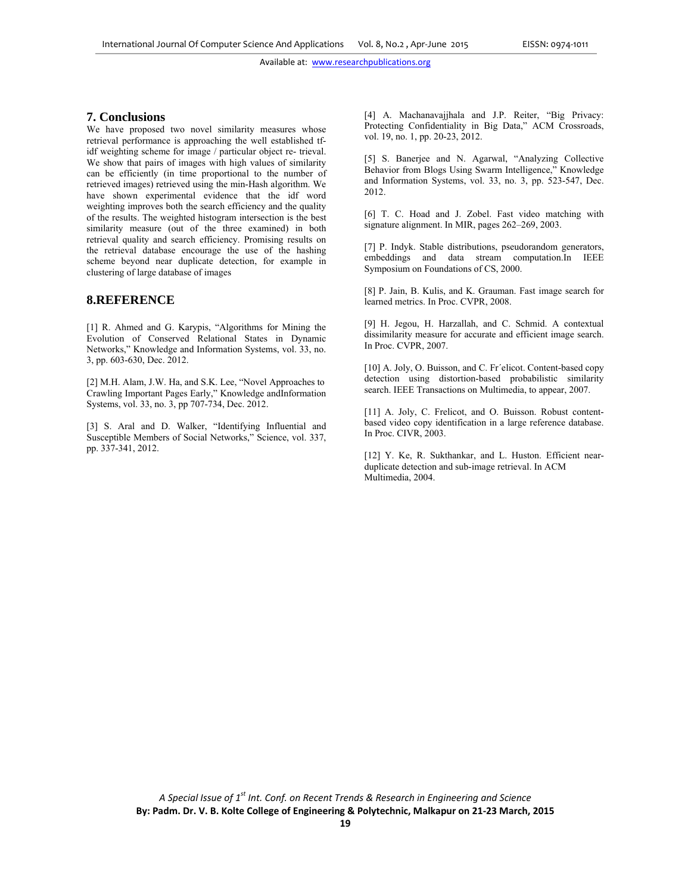## 7. Conclusions

We have proposed two novel similarity measures whose retrieval performance is approaching the well established tf-idf weighting scheme for image / particular object re- trieval. We show that pairs of images with high values of similarity can be efficiently (in time proportional to the number of retrieved images) retrieved using the min-Hash algorithm. We have shown experimental evidence that the idf word weighting improves both the search efficiency and the quality of the results. The weighted histogram intersection is the best similarity measure (out of the three examined) in both retrieval quality and search efficiency. Promising results on the retrieval database encourage the use of the hashing scheme beyond near duplicate detection, for example in clustering of large database of images

## 8.REFERENCE

[1] R. Ahmed and G. Karypis, "Algorithms for Mining the Evolution of Conserved Relational States in Dynamic Networks," Knowledge and Information Systems, vol. 33, no. 3, pp. 603-630, Dec. 2012.

[2] M.H. Alam, J.W. Ha, and S.K. Lee, "Novel Approaches to Crawling Important Pages Early," Knowledge andInformation Systems, vol. 33, no. 3, pp 707-734, Dec. 2012.

[3] S. Aral and D. Walker, "Identifying Influential and Susceptible Members of Social Networks," Science, vol. 337, pp. 337-341, 2012.

[4] A. Machanavajjhala and J.P. Reiter, "Big Privacy: Protecting Confidentiality in Big Data," ACM Crossroads, vol. 19, no. 1, pp. 20-23, 2012.

[5] S. Banerjee and N. Agarwal, "Analyzing Collective Behavior from Blogs Using Swarm Intelligence," Knowledge and Information Systems, vol. 33, no. 3, pp. 523-547, Dec. 2012.

[6] T. C. Hoad and J. Zobel. Fast video matching with signature alignment. In MIR, pages 262–269, 2003.

[7] P. Indyk. Stable distributions, pseudorandom generators, embeddings and data stream computation.In IEEE Symposium on Foundations of CS, 2000.

[8] P. Jain, B. Kulis, and K. Grauman. Fast image search for learned metrics. In Proc. CVPR, 2008.

[9] H. Jegou, H. Harzallah, and C. Schmid. A contextual dissimilarity measure for accurate and efficient image search. In Proc. CVPR, 2007.

[10] A. Joly, O. Buisson, and C. Fr´elicot. Content-based copy detection using distortion-based probabilistic similarity search. IEEE Transactions on Multimedia, to appear, 2007.

[11] A. Joly, C. Frelicot, and O. Buisson. Robust content-based video copy identification in a large reference database. In Proc. CIVR, 2003.

[12] Y. Ke, R. Sukthankar, and L. Huston. Efficient near-duplicate detection and sub-image retrieval. In ACM Multimedia, 2004.